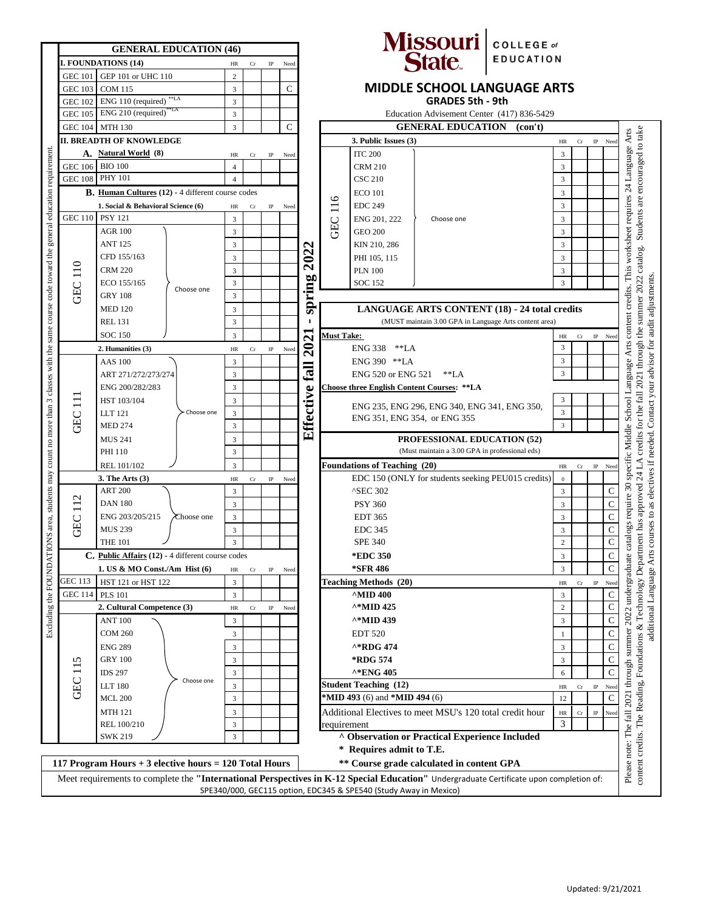# Missouri State. COLLEGE of EDUCATION

## MIDDLE SCHOOL LANGUAGE ARTS

### GRADES 5th - 9th

Education Advisement Center (417) 836-5429

**Effective fall 2021 - spring 2022**

## GENERAL EDUCATION (46)

| I. FOUNDATIONS (14) | | HR | Cr | IP | Need |
|---|---|---|---|---|---|
| GEC 101 | GEP 101 or UHC 110 | 2 | | | |
| GEC 103 | COM 115 | 3 | | | C |
| GEC 102 | ENG 110 (required) **LA | 3 | | | |
| GEC 105 | ENG 210 (required) **LA | 3 | | | |
| GEC 104 | MTH 130 | 3 | | | C |

*Excluding the FOUNDATIONS area, students may count no more than 3 classes with the same course code toward the general education requirement.*

| II. BREADTH OF KNOWLEDGE | | HR | Cr | IP | Need |
|---|---|---|---|---|---|
| **A. Natural World (8)** | | | | | |
| GEC 106 | BIO 100 | 4 | | | |
| GEC 108 | PHY 101 | 4 | | | |
| **B. Human Cultures (12) - 4 different course codes** | | | | | |
| **1. Social & Behavioral Science (6)** | | | | | |
| GEC 110 | PSY 121 | 3 | | | |
| GEC 110 (Choose one) | AGR 100 | 3 | | | |
| | ANT 125 | 3 | | | |
| | CFD 155/163 | 3 | | | |
| | CRM 220 | 3 | | | |
| | ECO 155/165 | 3 | | | |
| | GRY 108 | 3 | | | |
| | MED 120 | 3 | | | |
| | REL 131 | 3 | | | |
| | SOC 150 | 3 | | | |
| **2. Humanities (3)** | | | | | |
| GEC 111 (Choose one) | AAS 100 | 3 | | | |
| | ART 271/272/273/274 | 3 | | | |
| | ENG 200/282/283 | 3 | | | |
| | HST 103/104 | 3 | | | |
| | LLT 121 | 3 | | | |
| | MED 274 | 3 | | | |
| | MUS 241 | 3 | | | |
| | PHI 110 | 3 | | | |
| | REL 101/102 | 3 | | | |
| **3. The Arts (3)** | | | | | |
| GEC 112 (Choose one) | ART 200 | 3 | | | |
| | DAN 180 | 3 | | | |
| | ENG 203/205/215 | 3 | | | |
| | MUS 239 | 3 | | | |
| | THE 101 | 3 | | | |
| **C. Public Affairs (12) - 4 different course codes** | | | | | |
| **1. US & MO Const./Am Hist (6)** | | | | | |
| GEC 113 | HST 121 or HST 122 | 3 | | | |
| GEC 114 | PLS 101 | 3 | | | |
| **2. Cultural Competence (3)** | | | | | |
| GEC 115 (Choose one) | ANT 100 | 3 | | | |
| | COM 260 | 3 | | | |
| | ENG 289 | 3 | | | |
| | GRY 100 | 3 | | | |
| | IDS 297 | 3 | | | |
| | LLT 180 | 3 | | | |
| | MCL 200 | 3 | | | |
| | MTH 121 | 3 | | | |
| | REL 100/210 | 3 | | | |
| | SWK 219 | 3 | | | |

**117 Program Hours + 3 elective hours = 120 Total Hours**

## GENERAL EDUCATION (con't)

| 3. Public Issues (3) | | HR | Cr | IP | Need |
|---|---|---|---|---|---|
| GEC 116 (Choose one) | ITC 200 | 3 | | | |
| | CRM 210 | 3 | | | |
| | CSC 210 | 3 | | | |
| | ECO 101 | 3 | | | |
| | EDC 249 | 3 | | | |
| | ENG 201, 222 | 3 | | | |
| | GEO 200 | 3 | | | |
| | KIN 210, 286 | 3 | | | |
| | PHI 105, 115 | 3 | | | |
| | PLN 100 | 3 | | | |
| | SOC 152 | 3 | | | |

## LANGUAGE ARTS CONTENT (18) - 24 total credits

(MUST maintain 3.00 GPA in Language Arts content area)

| Must Take: | HR | Cr | IP | Need |
|---|---|---|---|---|
| ENG 338 **LA | 3 | | | |
| ENG 390 **LA | 3 | | | |
| ENG 520 or ENG 521 **LA | 3 | | | |
| **Choose three English Content Courses: **LA** | | | | |
| ENG 235, ENG 296, ENG 340, ENG 341, ENG 350, ENG 351, ENG 354, or ENG 355 | 3 | | | |
| | 3 | | | |
| | 3 | | | |

## PROFESSIONAL EDUCATION (52)

(Must maintain a 3.00 GPA in professional eds)

| Foundations of Teaching (20) | HR | Cr | IP | Need |
|---|---|---|---|---|
| EDC 150 (ONLY for students seeking PEU015 credits) | 0 | | | |
| ^SEC 302 | 3 | | | C |
| PSY 360 | 3 | | | C |
| EDT 365 | 3 | | | C |
| EDC 345 | 3 | | | C |
| SPE 340 | 2 | | | C |
| ***EDC 350** | 3 | | | C |
| ***SFR 486** | 3 | | | C |
| **Teaching Methods (20)** | | | | |
| **^MID 400** | 3 | | | C |
| **^*MID 425** | 2 | | | C |
| **^*MID 439** | 3 | | | C |
| EDT 520 | 1 | | | C |
| **^*RDG 474** | 3 | | | C |
| ***RDG 574** | 3 | | | C |
| **^*ENG 405** | 6 | | | C |
| **Student Teaching (12)** | | | | |
| ***MID 493** (6) and ***MID 494** (6) | 12 | | | C |
| Additional Electives to meet MSU's 120 total credit hour requirement | 3 | | | |

**^ Observation or Practical Experience Included**

*** Requires admit to T.E.**

**** Course grade calculated in content GPA**

Please note: The fall 2021 through summer 2022 undergraduate catalogs require 30 specific Middle School Language Arts content credits. This worksheet requires 24 Language Arts content credits. The Reading, Foundations & Technology Department has approved 24 LA credits for the fall 2021 through the summer 2022 catalog. Students are encouraged to take additional Language Arts courses to as electives if needed. Contact your advisor for audit adjustments.

Meet requirements to complete the **"International Perspectives in K-12 Special Education"** Undergraduate Certificate upon completion of: SPE340/000, GEC115 option, EDC345 & SPE540 (Study Away in Mexico)

Updated: 9/21/2021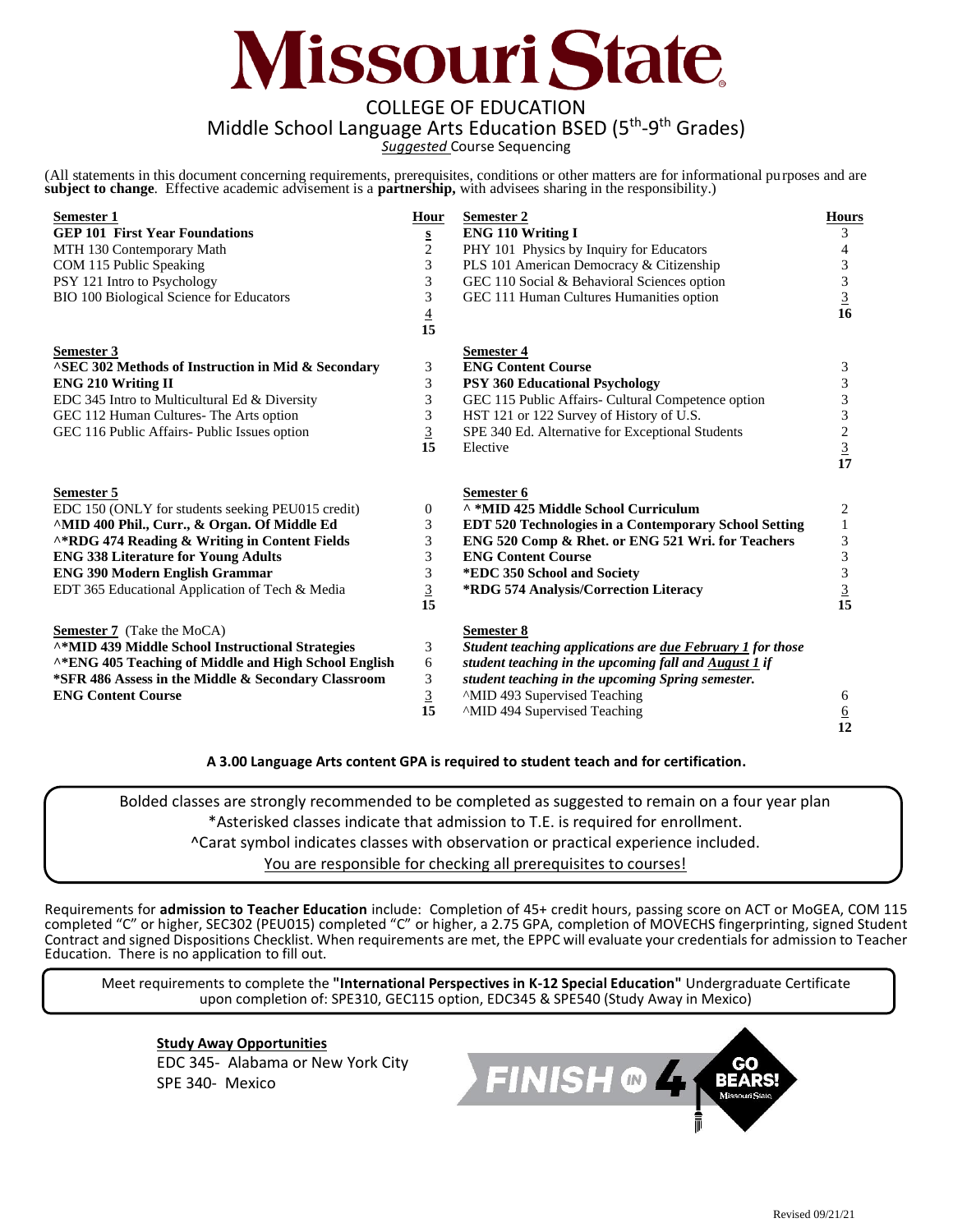# Missouri State

COLLEGE OF EDUCATION

Middle School Language Arts Education BSED (5th-9th Grades)

*Suggested* Course Sequencing

(All statements in this document concerning requirements, prerequisites, conditions or other matters are for informational purposes and are **subject to change**. Effective academic advisement is a **partnership,** with advisees sharing in the responsibility.)

| Semester 1 | Hours | Semester 2 | Hours |
|---|---|---|---|
| **GEP 101 First Year Foundations** | 2 | **ENG 110 Writing I** | 3 |
| MTH 130 Contemporary Math | 3 | PHY 101 Physics by Inquiry for Educators | 4 |
| COM 115 Public Speaking | 3 | PLS 101 American Democracy & Citizenship | 3 |
| PSY 121 Intro to Psychology | 3 | GEC 110 Social & Behavioral Sciences option | 3 |
| BIO 100 Biological Science for Educators | 4 | GEC 111 Human Cultures Humanities option | 3 |
| | 15 | | 16 |

| Semester 3 | Hours | Semester 4 | Hours |
|---|---|---|---|
| **^SEC 302 Methods of Instruction in Mid & Secondary** | 3 | **ENG Content Course** | 3 |
| **ENG 210 Writing II** | 3 | **PSY 360 Educational Psychology** | 3 |
| EDC 345 Intro to Multicultural Ed & Diversity | 3 | GEC 115 Public Affairs- Cultural Competence option | 3 |
| GEC 112 Human Cultures- The Arts option | 3 | HST 121 or 122 Survey of History of U.S. | 3 |
| GEC 116 Public Affairs- Public Issues option | 3 | SPE 340 Ed. Alternative for Exceptional Students | 2 |
| | 15 | Elective | 3 |
| | | | 17 |

| Semester 5 | Hours | Semester 6 | Hours |
|---|---|---|---|
| EDC 150 (ONLY for students seeking PEU015 credit) | 0 | **^ *MID 425 Middle School Curriculum** | 2 |
| **^MID 400 Phil., Curr., & Organ. Of Middle Ed** | 3 | **EDT 520 Technologies in a Contemporary School Setting** | 1 |
| **^*RDG 474 Reading & Writing in Content Fields** | 3 | **ENG 520 Comp & Rhet. or ENG 521 Wri. for Teachers** | 3 |
| **ENG 338 Literature for Young Adults** | 3 | **ENG Content Course** | 3 |
| **ENG 390 Modern English Grammar** | 3 | ***EDC 350 School and Society** | 3 |
| EDT 365 Educational Application of Tech & Media | 3 | ***RDG 574 Analysis/Correction Literacy** | 3 |
| | 15 | | 15 |

| Semester 7 (Take the MoCA) | Hours | Semester 8 | Hours |
|---|---|---|---|
| **^*MID 439 Middle School Instructional Strategies** | 3 | ***Student teaching applications are due February 1 for those student teaching in the upcoming fall and August 1 if student teaching in the upcoming Spring semester.*** | |
| **^*ENG 405 Teaching of Middle and High School English** | 6 | ^MID 493 Supervised Teaching | 6 |
| ***SFR 486 Assess in the Middle & Secondary Classroom** | 3 | ^MID 494 Supervised Teaching | 6 |
| **ENG Content Course** | 3 | | 12 |
| | 15 | | |

**A 3.00 Language Arts content GPA is required to student teach and for certification.**

Bolded classes are strongly recommended to be completed as suggested to remain on a four year plan

*Asterisked classes indicate that admission to T.E. is required for enrollment.

^Carat symbol indicates classes with observation or practical experience included.

You are responsible for checking all prerequisites to courses!

Requirements for **admission to Teacher Education** include: Completion of 45+ credit hours, passing score on ACT or MoGEA, COM 115 completed "C" or higher, SEC302 (PEU015) completed "C" or higher, a 2.75 GPA, completion of MOVECHS fingerprinting, signed Student Contract and signed Dispositions Checklist. When requirements are met, the EPPC will evaluate your credentials for admission to Teacher Education. There is no application to fill out.

Meet requirements to complete the **"International Perspectives in K-12 Special Education"** Undergraduate Certificate upon completion of: SPE310, GEC115 option, EDC345 & SPE540 (Study Away in Mexico)

**Study Away Opportunities**

EDC 345- Alabama or New York City

SPE 340- Mexico

FINISH IN 4 — GO BEARS! Missouri State

Revised 09/21/21